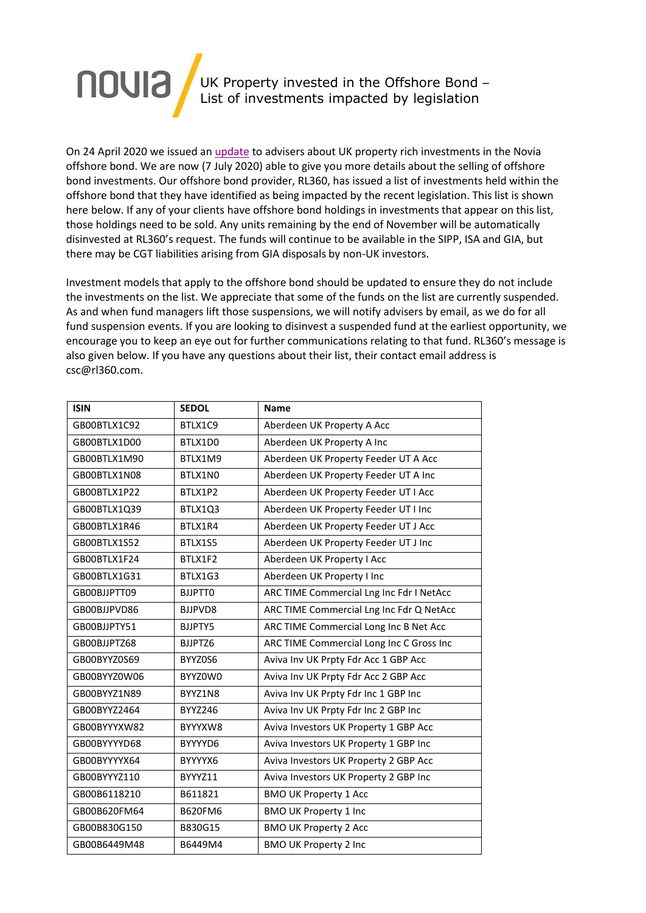# UK Property invested in the Offshore Bond – List of investments impacted by legislation

On 24 April 2020 we issued an update to advisers about UK property rich investments in the Novia offshore bond. We are now (7 July 2020) able to give you more details about the selling of offshore bond investments. Our offshore bond provider, RL360, has issued a list of investments held within the offshore bond that they have identified as being impacted by the recent legislation. This list is shown here below. If any of your clients have offshore bond holdings in investments that appear on this list, those holdings need to be sold. Any units remaining by the end of November will be automatically disinvested at RL360's request. The funds will continue to be available in the SIPP, ISA and GIA, but there may be CGT liabilities arising from GIA disposals by non-UK investors.

Investment models that apply to the offshore bond should be updated to ensure they do not include the investments on the list. We appreciate that some of the funds on the list are currently suspended. As and when fund managers lift those suspensions, we will notify advisers by email, as we do for all fund suspension events. If you are looking to disinvest a suspended fund at the earliest opportunity, we encourage you to keep an eye out for further communications relating to that fund. RL360's message is also given below. If you have any questions about their list, their contact email address is csc@rl360.com.

| ISIN | SEDOL | Name |
|---|---|---|
| GB00BTLX1C92 | BTLX1C9 | Aberdeen UK Property A Acc |
| GB00BTLX1D00 | BTLX1D0 | Aberdeen UK Property A Inc |
| GB00BTLX1M90 | BTLX1M9 | Aberdeen UK Property Feeder UT A Acc |
| GB00BTLX1N08 | BTLX1N0 | Aberdeen UK Property Feeder UT A Inc |
| GB00BTLX1P22 | BTLX1P2 | Aberdeen UK Property Feeder UT I Acc |
| GB00BTLX1Q39 | BTLX1Q3 | Aberdeen UK Property Feeder UT I Inc |
| GB00BTLX1R46 | BTLX1R4 | Aberdeen UK Property Feeder UT J Acc |
| GB00BTLX1S52 | BTLX1S5 | Aberdeen UK Property Feeder UT J Inc |
| GB00BTLX1F24 | BTLX1F2 | Aberdeen UK Property I Acc |
| GB00BTLX1G31 | BTLX1G3 | Aberdeen UK Property I Inc |
| GB00BJJPTT09 | BJJPTT0 | ARC TIME Commercial Lng Inc Fdr I NetAcc |
| GB00BJJPVD86 | BJJPVD8 | ARC TIME Commercial Lng Inc Fdr Q NetAcc |
| GB00BJJPTY51 | BJJPTY5 | ARC TIME Commercial Long Inc B Net Acc |
| GB00BJJPTZ68 | BJJPTZ6 | ARC TIME Commercial Long Inc C Gross Inc |
| GB00BYYZ0S69 | BYYZ0S6 | Aviva Inv UK Prpty Fdr Acc 1 GBP Acc |
| GB00BYYZ0W06 | BYYZ0W0 | Aviva Inv UK Prpty Fdr Acc 2 GBP Acc |
| GB00BYYZ1N89 | BYYZ1N8 | Aviva Inv UK Prpty Fdr Inc 1 GBP Inc |
| GB00BYYZ2464 | BYYZ246 | Aviva Inv UK Prpty Fdr Inc 2 GBP Inc |
| GB00BYYYXW82 | BYYYXW8 | Aviva Investors UK Property 1 GBP Acc |
| GB00BYYYYD68 | BYYYYD6 | Aviva Investors UK Property 1 GBP Inc |
| GB00BYYYYX64 | BYYYYX6 | Aviva Investors UK Property 2 GBP Acc |
| GB00BYYYZ110 | BYYYZ11 | Aviva Investors UK Property 2 GBP Inc |
| GB00B6118210 | B611821 | BMO UK Property 1 Acc |
| GB00B620FM64 | B620FM6 | BMO UK Property 1 Inc |
| GB00B830G150 | B830G15 | BMO UK Property 2 Acc |
| GB00B6449M48 | B6449M4 | BMO UK Property 2 Inc |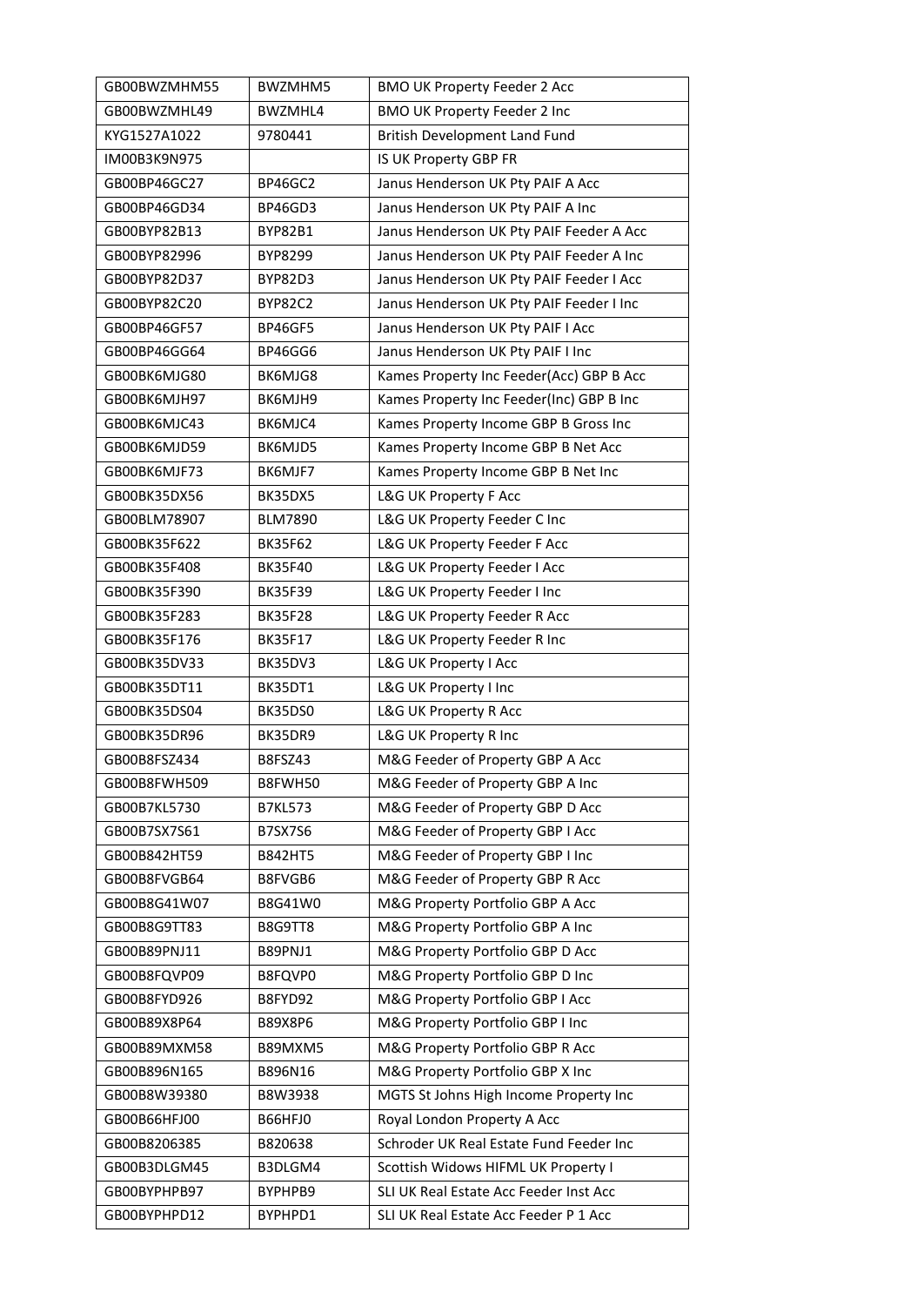| GB00BWZMHM55 | BWZMHM5 | BMO UK Property Feeder 2 Acc |
|---|---|---|
| GB00BWZMHL49 | BWZMHL4 | BMO UK Property Feeder 2 Inc |
| KYG1527A1022 | 9780441 | British Development Land Fund |
| IM00B3K9N975 | | IS UK Property GBP FR |
| GB00BP46GC27 | BP46GC2 | Janus Henderson UK Pty PAIF A Acc |
| GB00BP46GD34 | BP46GD3 | Janus Henderson UK Pty PAIF A Inc |
| GB00BYP82B13 | BYP82B1 | Janus Henderson UK Pty PAIF Feeder A Acc |
| GB00BYP82996 | BYP8299 | Janus Henderson UK Pty PAIF Feeder A Inc |
| GB00BYP82D37 | BYP82D3 | Janus Henderson UK Pty PAIF Feeder I Acc |
| GB00BYP82C20 | BYP82C2 | Janus Henderson UK Pty PAIF Feeder I Inc |
| GB00BP46GF57 | BP46GF5 | Janus Henderson UK Pty PAIF I Acc |
| GB00BP46GG64 | BP46GG6 | Janus Henderson UK Pty PAIF I Inc |
| GB00BK6MJG80 | BK6MJG8 | Kames Property Inc Feeder(Acc) GBP B Acc |
| GB00BK6MJH97 | BK6MJH9 | Kames Property Inc Feeder(Inc) GBP B Inc |
| GB00BK6MJC43 | BK6MJC4 | Kames Property Income GBP B Gross Inc |
| GB00BK6MJD59 | BK6MJD5 | Kames Property Income GBP B Net Acc |
| GB00BK6MJF73 | BK6MJF7 | Kames Property Income GBP B Net Inc |
| GB00BK35DX56 | BK35DX5 | L&G UK Property F Acc |
| GB00BLM78907 | BLM7890 | L&G UK Property Feeder C Inc |
| GB00BK35F622 | BK35F62 | L&G UK Property Feeder F Acc |
| GB00BK35F408 | BK35F40 | L&G UK Property Feeder I Acc |
| GB00BK35F390 | BK35F39 | L&G UK Property Feeder I Inc |
| GB00BK35F283 | BK35F28 | L&G UK Property Feeder R Acc |
| GB00BK35F176 | BK35F17 | L&G UK Property Feeder R Inc |
| GB00BK35DV33 | BK35DV3 | L&G UK Property I Acc |
| GB00BK35DT11 | BK35DT1 | L&G UK Property I Inc |
| GB00BK35DS04 | BK35DS0 | L&G UK Property R Acc |
| GB00BK35DR96 | BK35DR9 | L&G UK Property R Inc |
| GB00B8FSZ434 | B8FSZ43 | M&G Feeder of Property GBP A Acc |
| GB00B8FWH509 | B8FWH50 | M&G Feeder of Property GBP A Inc |
| GB00B7KL5730 | B7KL573 | M&G Feeder of Property GBP D Acc |
| GB00B7SX7S61 | B7SX7S6 | M&G Feeder of Property GBP I Acc |
| GB00B842HT59 | B842HT5 | M&G Feeder of Property GBP I Inc |
| GB00B8FVGB64 | B8FVGB6 | M&G Feeder of Property GBP R Acc |
| GB00B8G41W07 | B8G41W0 | M&G Property Portfolio GBP A Acc |
| GB00B8G9TT83 | B8G9TT8 | M&G Property Portfolio GBP A Inc |
| GB00B89PNJ11 | B89PNJ1 | M&G Property Portfolio GBP D Acc |
| GB00B8FQVP09 | B8FQVP0 | M&G Property Portfolio GBP D Inc |
| GB00B8FYD926 | B8FYD92 | M&G Property Portfolio GBP I Acc |
| GB00B89X8P64 | B89X8P6 | M&G Property Portfolio GBP I Inc |
| GB00B89MXM58 | B89MXM5 | M&G Property Portfolio GBP R Acc |
| GB00B896N165 | B896N16 | M&G Property Portfolio GBP X Inc |
| GB00B8W39380 | B8W3938 | MGTS St Johns High Income Property Inc |
| GB00B66HFJ00 | B66HFJ0 | Royal London Property A Acc |
| GB00B8206385 | B820638 | Schroder UK Real Estate Fund Feeder Inc |
| GB00B3DLGM45 | B3DLGM4 | Scottish Widows HIFML UK Property I |
| GB00BYPHPB97 | BYPHPB9 | SLI UK Real Estate Acc Feeder Inst Acc |
| GB00BYPHPD12 | BYPHPD1 | SLI UK Real Estate Acc Feeder P 1 Acc |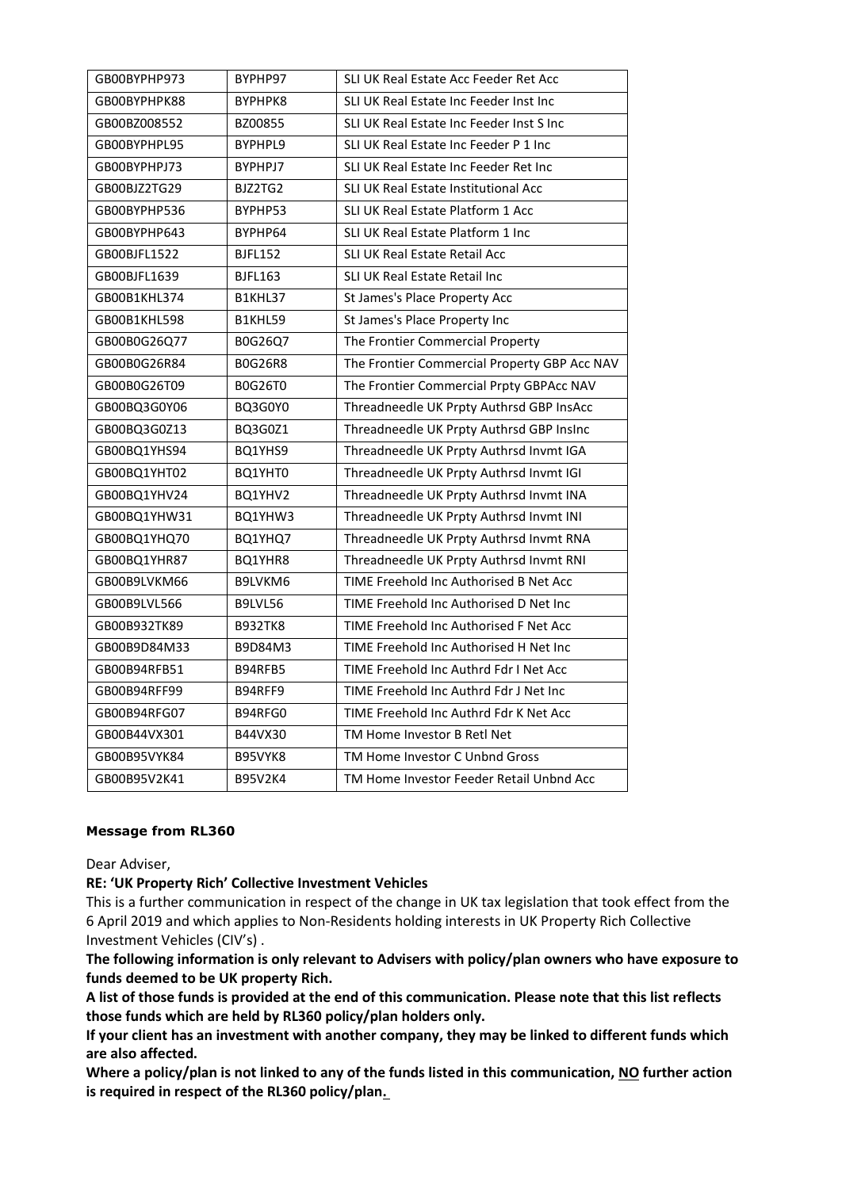| GB00BYPHP973 | BYPHP97 | SLI UK Real Estate Acc Feeder Ret Acc |
|---|---|---|
| GB00BYPHPK88 | BYPHPK8 | SLI UK Real Estate Inc Feeder Inst Inc |
| GB00BZ008552 | BZ00855 | SLI UK Real Estate Inc Feeder Inst S Inc |
| GB00BYPHPL95 | BYPHPL9 | SLI UK Real Estate Inc Feeder P 1 Inc |
| GB00BYPHPJ73 | BYPHPJ7 | SLI UK Real Estate Inc Feeder Ret Inc |
| GB00BJZ2TG29 | BJZ2TG2 | SLI UK Real Estate Institutional Acc |
| GB00BYPHP536 | BYPHP53 | SLI UK Real Estate Platform 1 Acc |
| GB00BYPHP643 | BYPHP64 | SLI UK Real Estate Platform 1 Inc |
| GB00BJFL1522 | BJFL152 | SLI UK Real Estate Retail Acc |
| GB00BJFL1639 | BJFL163 | SLI UK Real Estate Retail Inc |
| GB00B1KHL374 | B1KHL37 | St James's Place Property Acc |
| GB00B1KHL598 | B1KHL59 | St James's Place Property Inc |
| GB00B0G26Q77 | B0G26Q7 | The Frontier Commercial Property |
| GB00B0G26R84 | B0G26R8 | The Frontier Commercial Property GBP Acc NAV |
| GB00B0G26T09 | B0G26T0 | The Frontier Commercial Prpty GBPAcc NAV |
| GB00BQ3G0Y06 | BQ3G0Y0 | Threadneedle UK Prpty Authrsd GBP InsAcc |
| GB00BQ3G0Z13 | BQ3G0Z1 | Threadneedle UK Prpty Authrsd GBP InsInc |
| GB00BQ1YHS94 | BQ1YHS9 | Threadneedle UK Prpty Authrsd Invmt IGA |
| GB00BQ1YHT02 | BQ1YHT0 | Threadneedle UK Prpty Authrsd Invmt IGI |
| GB00BQ1YHV24 | BQ1YHV2 | Threadneedle UK Prpty Authrsd Invmt INA |
| GB00BQ1YHW31 | BQ1YHW3 | Threadneedle UK Prpty Authrsd Invmt INI |
| GB00BQ1YHQ70 | BQ1YHQ7 | Threadneedle UK Prpty Authrsd Invmt RNA |
| GB00BQ1YHR87 | BQ1YHR8 | Threadneedle UK Prpty Authrsd Invmt RNI |
| GB00B9LVKM66 | B9LVKM6 | TIME Freehold Inc Authorised B Net Acc |
| GB00B9LVL566 | B9LVL56 | TIME Freehold Inc Authorised D Net Inc |
| GB00B932TK89 | B932TK8 | TIME Freehold Inc Authorised F Net Acc |
| GB00B9D84M33 | B9D84M3 | TIME Freehold Inc Authorised H Net Inc |
| GB00B94RFB51 | B94RFB5 | TIME Freehold Inc Authrd Fdr I Net Acc |
| GB00B94RFF99 | B94RFF9 | TIME Freehold Inc Authrd Fdr J Net Inc |
| GB00B94RFG07 | B94RFG0 | TIME Freehold Inc Authrd Fdr K Net Acc |
| GB00B44VX301 | B44VX30 | TM Home Investor B Retl Net |
| GB00B95VYK84 | B95VYK8 | TM Home Investor C Unbnd Gross |
| GB00B95V2K41 | B95V2K4 | TM Home Investor Feeder Retail Unbnd Acc |

**Message from RL360**

Dear Adviser,

**RE: 'UK Property Rich' Collective Investment Vehicles**

This is a further communication in respect of the change in UK tax legislation that took effect from the 6 April 2019 and which applies to Non-Residents holding interests in UK Property Rich Collective Investment Vehicles (CIV's) .

**The following information is only relevant to Advisers with policy/plan owners who have exposure to funds deemed to be UK property Rich.**

**A list of those funds is provided at the end of this communication. Please note that this list reflects those funds which are held by RL360 policy/plan holders only.**

**If your client has an investment with another company, they may be linked to different funds which are also affected.**

**Where a policy/plan is not linked to any of the funds listed in this communication, <u>NO</u> further action is required in respect of the RL360 policy/plan.**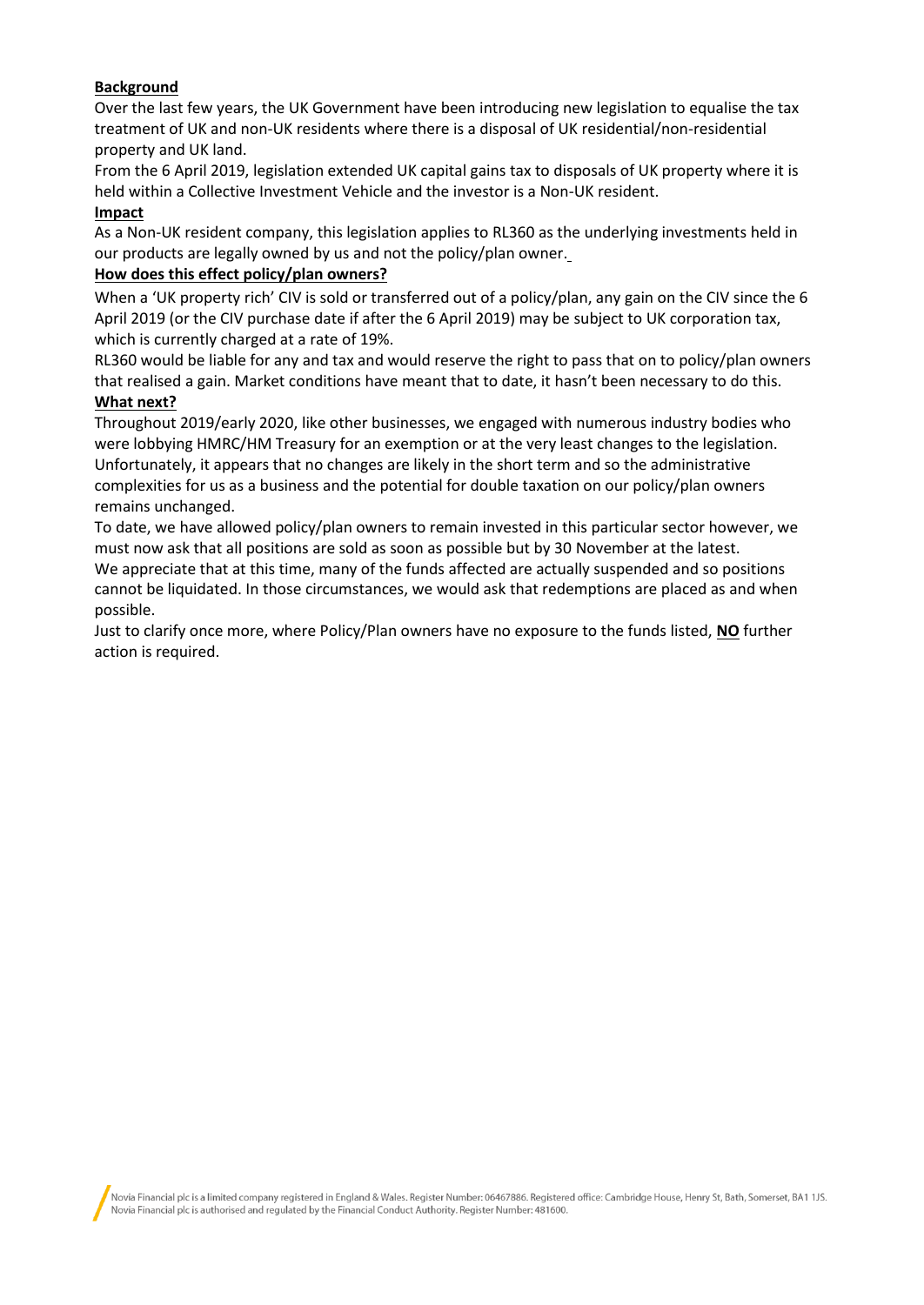**Background**

Over the last few years, the UK Government have been introducing new legislation to equalise the tax treatment of UK and non-UK residents where there is a disposal of UK residential/non-residential property and UK land.

From the 6 April 2019, legislation extended UK capital gains tax to disposals of UK property where it is held within a Collective Investment Vehicle and the investor is a Non-UK resident.

**Impact**

As a Non-UK resident company, this legislation applies to RL360 as the underlying investments held in our products are legally owned by us and not the policy/plan owner.

**How does this effect policy/plan owners?**

When a 'UK property rich' CIV is sold or transferred out of a policy/plan, any gain on the CIV since the 6 April 2019 (or the CIV purchase date if after the 6 April 2019) may be subject to UK corporation tax, which is currently charged at a rate of 19%.

RL360 would be liable for any and tax and would reserve the right to pass that on to policy/plan owners that realised a gain. Market conditions have meant that to date, it hasn't been necessary to do this.

**What next?**

Throughout 2019/early 2020, like other businesses, we engaged with numerous industry bodies who were lobbying HMRC/HM Treasury for an exemption or at the very least changes to the legislation. Unfortunately, it appears that no changes are likely in the short term and so the administrative complexities for us as a business and the potential for double taxation on our policy/plan owners remains unchanged.

To date, we have allowed policy/plan owners to remain invested in this particular sector however, we must now ask that all positions are sold as soon as possible but by 30 November at the latest.

We appreciate that at this time, many of the funds affected are actually suspended and so positions cannot be liquidated. In those circumstances, we would ask that redemptions are placed as and when possible.

Just to clarify once more, where Policy/Plan owners have no exposure to the funds listed, **NO** further action is required.

Novia Financial plc is a limited company registered in England & Wales. Register Number: 06467886. Registered office: Cambridge House, Henry St, Bath, Somerset, BA1 1JS. Novia Financial plc is authorised and regulated by the Financial Conduct Authority. Register Number: 481600.